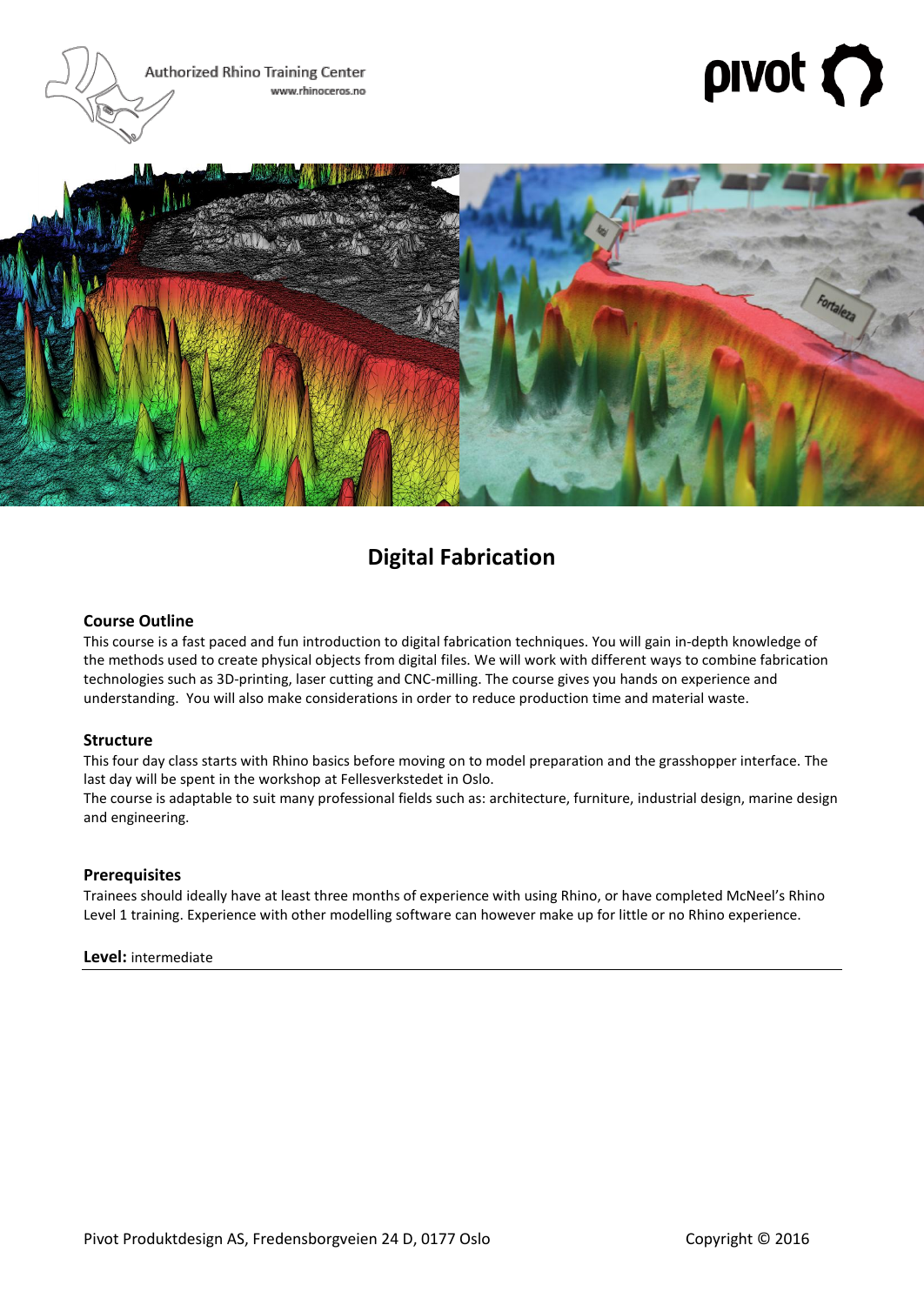Authorized Rhino Training Center
www.rhinoceros.no

pivot

# Digital Fabrication

## Course Outline

This course is a fast paced and fun introduction to digital fabrication techniques. You will gain in-depth knowledge of the methods used to create physical objects from digital files. We will work with different ways to combine fabrication technologies such as 3D-printing, laser cutting and CNC-milling. The course gives you hands on experience and understanding. You will also make considerations in order to reduce production time and material waste.

## Structure

This four day class starts with Rhino basics before moving on to model preparation and the grasshopper interface. The last day will be spent in the workshop at Fellesverkstedet in Oslo.

The course is adaptable to suit many professional fields such as: architecture, furniture, industrial design, marine design and engineering.

## Prerequisites

Trainees should ideally have at least three months of experience with using Rhino, or have completed McNeel's Rhino Level 1 training. Experience with other modelling software can however make up for little or no Rhino experience.

**Level:** intermediate

---

Pivot Produktdesign AS, Fredensborgveien 24 D, 0177 Oslo

Copyright © 2016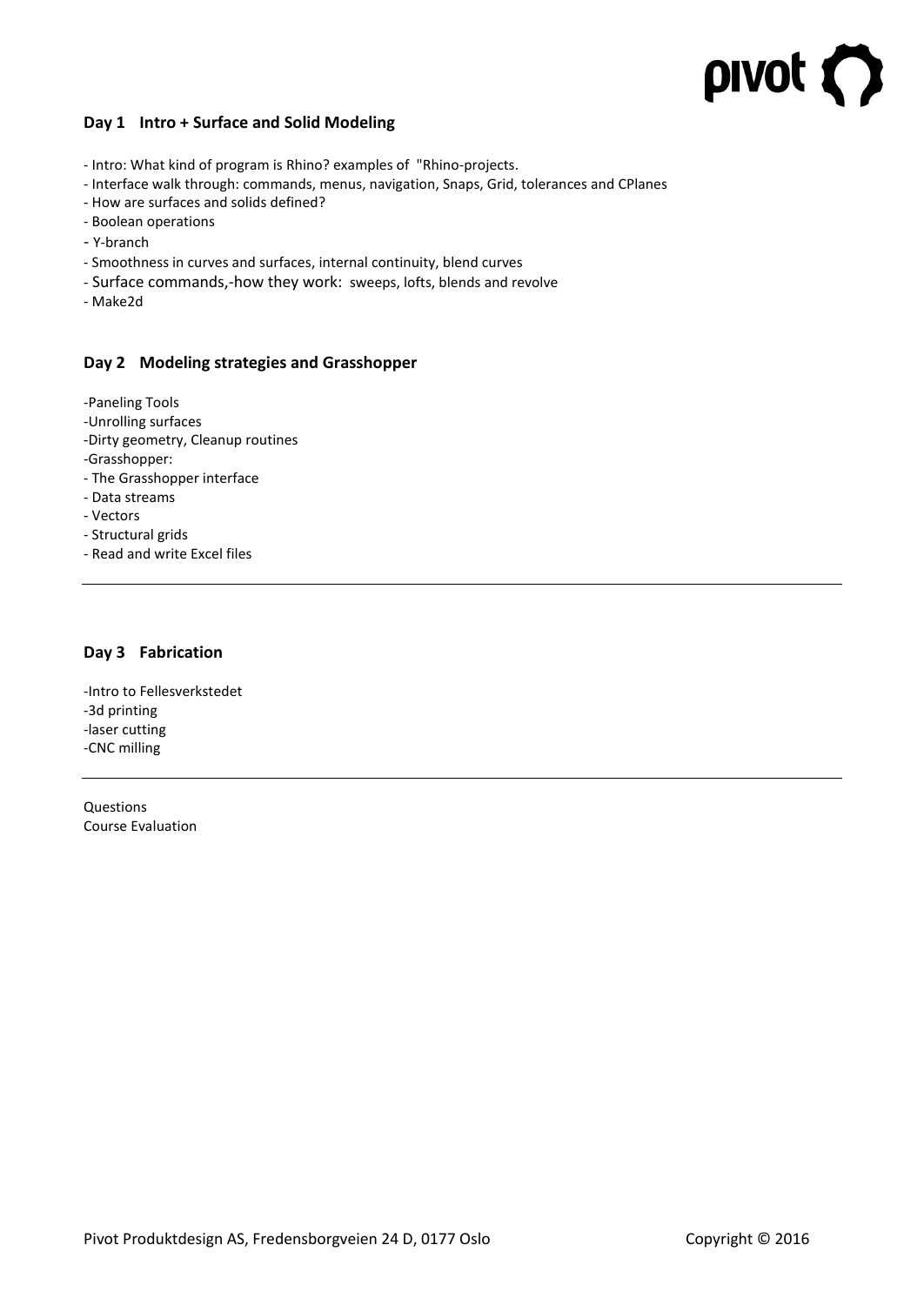### Day 1 Intro + Surface and Solid Modeling

- Intro: What kind of program is Rhino? examples of "Rhino-projects.
- Interface walk through: commands, menus, navigation, Snaps, Grid, tolerances and CPlanes
- How are surfaces and solids defined?
- Boolean operations
- Y-branch
- Smoothness in curves and surfaces, internal continuity, blend curves
- Surface commands,-how they work: sweeps, lofts, blends and revolve
- Make2d

### Day 2 Modeling strategies and Grasshopper

-Paneling Tools
-Unrolling surfaces
-Dirty geometry, Cleanup routines
-Grasshopper:
- The Grasshopper interface
- Data streams
- Vectors
- Structural grids
- Read and write Excel files

---

### Day 3 Fabrication

-Intro to Fellesverkstedet
-3d printing
-laser cutting
-CNC milling

---

Questions
Course Evaluation